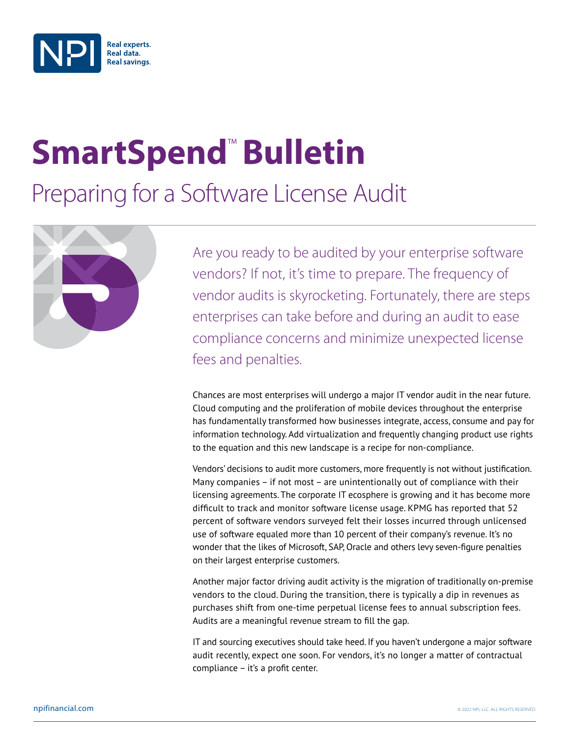# SmartSpend™ Bulletin

## Preparing for a Software License Audit

Are you ready to be audited by your enterprise software vendors? If not, it's time to prepare. The frequency of vendor audits is skyrocketing. Fortunately, there are steps enterprises can take before and during an audit to ease compliance concerns and minimize unexpected license fees and penalties.

Chances are most enterprises will undergo a major IT vendor audit in the near future. Cloud computing and the proliferation of mobile devices throughout the enterprise has fundamentally transformed how businesses integrate, access, consume and pay for information technology. Add virtualization and frequently changing product use rights to the equation and this new landscape is a recipe for non-compliance.

Vendors' decisions to audit more customers, more frequently is not without justification. Many companies – if not most – are unintentionally out of compliance with their licensing agreements. The corporate IT ecosphere is growing and it has become more difficult to track and monitor software license usage. KPMG has reported that 52 percent of software vendors surveyed felt their losses incurred through unlicensed use of software equaled more than 10 percent of their company's revenue. It's no wonder that the likes of Microsoft, SAP, Oracle and others levy seven-figure penalties on their largest enterprise customers.

Another major factor driving audit activity is the migration of traditionally on-premise vendors to the cloud. During the transition, there is typically a dip in revenues as purchases shift from one-time perpetual license fees to annual subscription fees. Audits are a meaningful revenue stream to fill the gap.

IT and sourcing executives should take heed. If you haven't undergone a major software audit recently, expect one soon. For vendors, it's no longer a matter of contractual compliance – it's a profit center.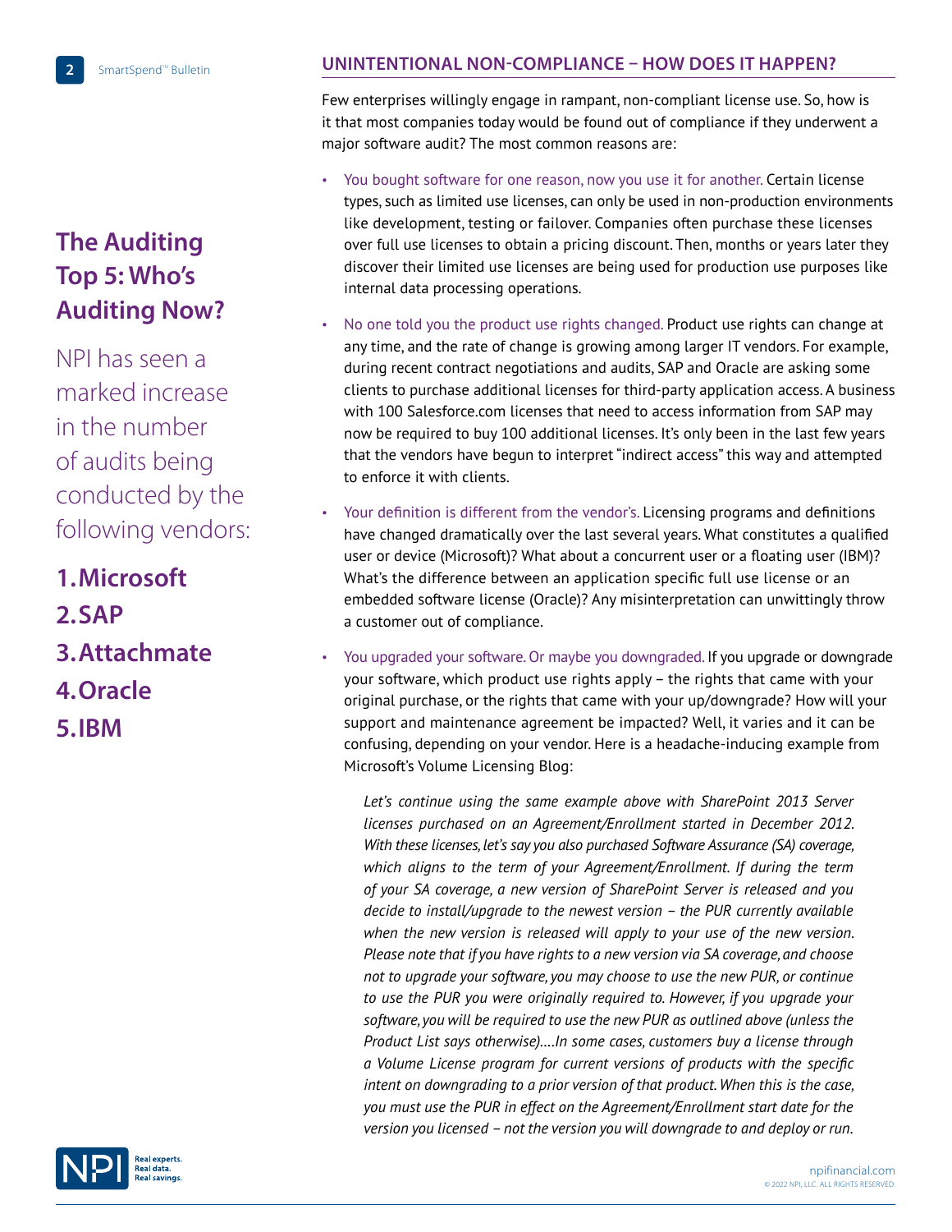## The Auditing Top 5: Who's Auditing Now?

NPI has seen a marked increase in the number of audits being conducted by the following vendors:

1. **Microsoft**
2. **SAP**
3. **Attachmate**
4. **Oracle**
5. **IBM**

## UNINTENTIONAL NON-COMPLIANCE – HOW DOES IT HAPPEN?

Few enterprises willingly engage in rampant, non-compliant license use. So, how is it that most companies today would be found out of compliance if they underwent a major software audit? The most common reasons are:

- You bought software for one reason, now you use it for another. Certain license types, such as limited use licenses, can only be used in non-production environments like development, testing or failover. Companies often purchase these licenses over full use licenses to obtain a pricing discount. Then, months or years later they discover their limited use licenses are being used for production use purposes like internal data processing operations.
- No one told you the product use rights changed. Product use rights can change at any time, and the rate of change is growing among larger IT vendors. For example, during recent contract negotiations and audits, SAP and Oracle are asking some clients to purchase additional licenses for third-party application access. A business with 100 Salesforce.com licenses that need to access information from SAP may now be required to buy 100 additional licenses. It's only been in the last few years that the vendors have begun to interpret "indirect access" this way and attempted to enforce it with clients.
- Your definition is different from the vendor's. Licensing programs and definitions have changed dramatically over the last several years. What constitutes a qualified user or device (Microsoft)? What about a concurrent user or a floating user (IBM)? What's the difference between an application specific full use license or an embedded software license (Oracle)? Any misinterpretation can unwittingly throw a customer out of compliance.
- You upgraded your software. Or maybe you downgraded. If you upgrade or downgrade your software, which product use rights apply – the rights that came with your original purchase, or the rights that came with your up/downgrade? How will your support and maintenance agreement be impacted? Well, it varies and it can be confusing, depending on your vendor. Here is a headache-inducing example from Microsoft's Volume Licensing Blog:

  *Let's continue using the same example above with SharePoint 2013 Server licenses purchased on an Agreement/Enrollment started in December 2012. With these licenses, let's say you also purchased Software Assurance (SA) coverage, which aligns to the term of your Agreement/Enrollment. If during the term of your SA coverage, a new version of SharePoint Server is released and you decide to install/upgrade to the newest version – the PUR currently available when the new version is released will apply to your use of the new version. Please note that if you have rights to a new version via SA coverage, and choose not to upgrade your software, you may choose to use the new PUR, or continue to use the PUR you were originally required to. However, if you upgrade your software, you will be required to use the new PUR as outlined above (unless the Product List says otherwise)….In some cases, customers buy a license through a Volume License program for current versions of products with the specific intent on downgrading to a prior version of that product. When this is the case, you must use the PUR in effect on the Agreement/Enrollment start date for the version you licensed – not the version you will downgrade to and deploy or run.*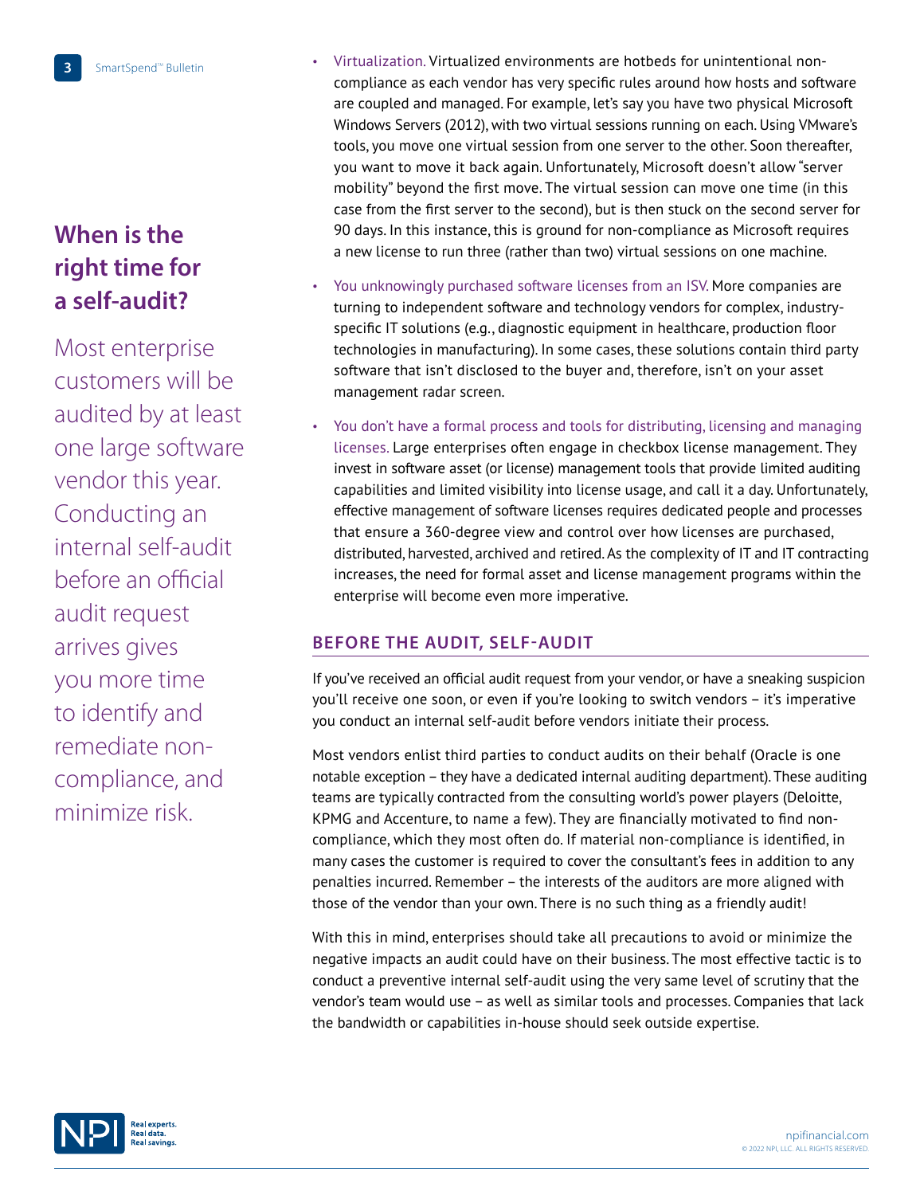## When is the right time for a self-audit?

Most enterprise customers will be audited by at least one large software vendor this year. Conducting an internal self-audit before an official audit request arrives gives you more time to identify and remediate non-compliance, and minimize risk.

- Virtualization. Virtualized environments are hotbeds for unintentional non-compliance as each vendor has very specific rules around how hosts and software are coupled and managed. For example, let's say you have two physical Microsoft Windows Servers (2012), with two virtual sessions running on each. Using VMware's tools, you move one virtual session from one server to the other. Soon thereafter, you want to move it back again. Unfortunately, Microsoft doesn't allow "server mobility" beyond the first move. The virtual session can move one time (in this case from the first server to the second), but is then stuck on the second server for 90 days. In this instance, this is ground for non-compliance as Microsoft requires a new license to run three (rather than two) virtual sessions on one machine.
- You unknowingly purchased software licenses from an ISV. More companies are turning to independent software and technology vendors for complex, industry-specific IT solutions (e.g., diagnostic equipment in healthcare, production floor technologies in manufacturing). In some cases, these solutions contain third party software that isn't disclosed to the buyer and, therefore, isn't on your asset management radar screen.
- You don't have a formal process and tools for distributing, licensing and managing licenses. Large enterprises often engage in checkbox license management. They invest in software asset (or license) management tools that provide limited auditing capabilities and limited visibility into license usage, and call it a day. Unfortunately, effective management of software licenses requires dedicated people and processes that ensure a 360-degree view and control over how licenses are purchased, distributed, harvested, archived and retired. As the complexity of IT and IT contracting increases, the need for formal asset and license management programs within the enterprise will become even more imperative.

### BEFORE THE AUDIT, SELF-AUDIT

If you've received an official audit request from your vendor, or have a sneaking suspicion you'll receive one soon, or even if you're looking to switch vendors – it's imperative you conduct an internal self-audit before vendors initiate their process.

Most vendors enlist third parties to conduct audits on their behalf (Oracle is one notable exception – they have a dedicated internal auditing department). These auditing teams are typically contracted from the consulting world's power players (Deloitte, KPMG and Accenture, to name a few). They are financially motivated to find non-compliance, which they most often do. If material non-compliance is identified, in many cases the customer is required to cover the consultant's fees in addition to any penalties incurred. Remember – the interests of the auditors are more aligned with those of the vendor than your own. There is no such thing as a friendly audit!

With this in mind, enterprises should take all precautions to avoid or minimize the negative impacts an audit could have on their business. The most effective tactic is to conduct a preventive internal self-audit using the very same level of scrutiny that the vendor's team would use – as well as similar tools and processes. Companies that lack the bandwidth or capabilities in-house should seek outside expertise.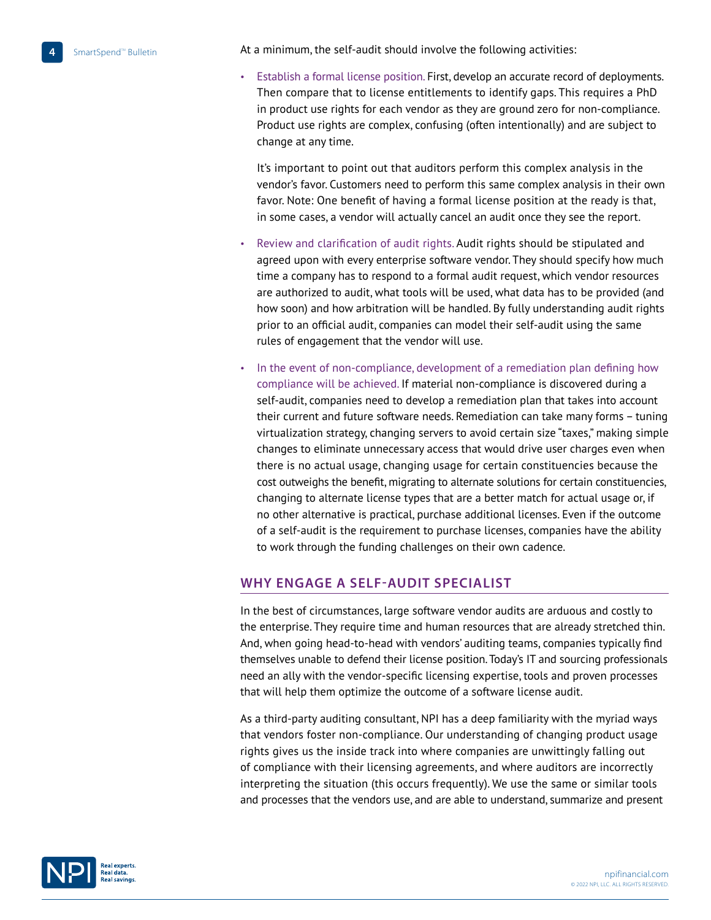At a minimum, the self-audit should involve the following activities:

- Establish a formal license position. First, develop an accurate record of deployments. Then compare that to license entitlements to identify gaps. This requires a PhD in product use rights for each vendor as they are ground zero for non-compliance. Product use rights are complex, confusing (often intentionally) and are subject to change at any time.

  It's important to point out that auditors perform this complex analysis in the vendor's favor. Customers need to perform this same complex analysis in their own favor. Note: One benefit of having a formal license position at the ready is that, in some cases, a vendor will actually cancel an audit once they see the report.

- Review and clarification of audit rights. Audit rights should be stipulated and agreed upon with every enterprise software vendor. They should specify how much time a company has to respond to a formal audit request, which vendor resources are authorized to audit, what tools will be used, what data has to be provided (and how soon) and how arbitration will be handled. By fully understanding audit rights prior to an official audit, companies can model their self-audit using the same rules of engagement that the vendor will use.

- In the event of non-compliance, development of a remediation plan defining how compliance will be achieved. If material non-compliance is discovered during a self-audit, companies need to develop a remediation plan that takes into account their current and future software needs. Remediation can take many forms – tuning virtualization strategy, changing servers to avoid certain size "taxes," making simple changes to eliminate unnecessary access that would drive user charges even when there is no actual usage, changing usage for certain constituencies because the cost outweighs the benefit, migrating to alternate solutions for certain constituencies, changing to alternate license types that are a better match for actual usage or, if no other alternative is practical, purchase additional licenses. Even if the outcome of a self-audit is the requirement to purchase licenses, companies have the ability to work through the funding challenges on their own cadence.

## WHY ENGAGE A SELF-AUDIT SPECIALIST

In the best of circumstances, large software vendor audits are arduous and costly to the enterprise. They require time and human resources that are already stretched thin. And, when going head-to-head with vendors' auditing teams, companies typically find themselves unable to defend their license position. Today's IT and sourcing professionals need an ally with the vendor-specific licensing expertise, tools and proven processes that will help them optimize the outcome of a software license audit.

As a third-party auditing consultant, NPI has a deep familiarity with the myriad ways that vendors foster non-compliance. Our understanding of changing product usage rights gives us the inside track into where companies are unwittingly falling out of compliance with their licensing agreements, and where auditors are incorrectly interpreting the situation (this occurs frequently). We use the same or similar tools and processes that the vendors use, and are able to understand, summarize and present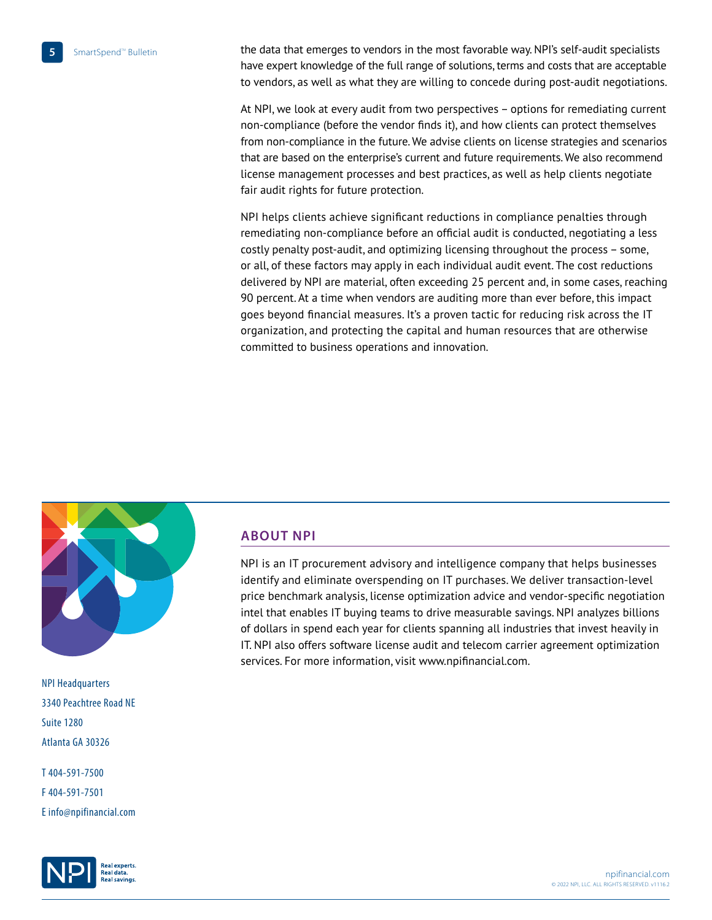the data that emerges to vendors in the most favorable way. NPI's self-audit specialists have expert knowledge of the full range of solutions, terms and costs that are acceptable to vendors, as well as what they are willing to concede during post-audit negotiations.

At NPI, we look at every audit from two perspectives – options for remediating current non-compliance (before the vendor finds it), and how clients can protect themselves from non-compliance in the future. We advise clients on license strategies and scenarios that are based on the enterprise's current and future requirements. We also recommend license management processes and best practices, as well as help clients negotiate fair audit rights for future protection.

NPI helps clients achieve significant reductions in compliance penalties through remediating non-compliance before an official audit is conducted, negotiating a less costly penalty post-audit, and optimizing licensing throughout the process – some, or all, of these factors may apply in each individual audit event. The cost reductions delivered by NPI are material, often exceeding 25 percent and, in some cases, reaching 90 percent. At a time when vendors are auditing more than ever before, this impact goes beyond financial measures. It's a proven tactic for reducing risk across the IT organization, and protecting the capital and human resources that are otherwise committed to business operations and innovation.

## ABOUT NPI

NPI is an IT procurement advisory and intelligence company that helps businesses identify and eliminate overspending on IT purchases. We deliver transaction-level price benchmark analysis, license optimization advice and vendor-specific negotiation intel that enables IT buying teams to drive measurable savings. NPI analyzes billions of dollars in spend each year for clients spanning all industries that invest heavily in IT. NPI also offers software license audit and telecom carrier agreement optimization services. For more information, visit www.npifinancial.com.

NPI Headquarters
3340 Peachtree Road NE
Suite 1280
Atlanta GA 30326

T 404-591-7500
F 404-591-7501
E info@npifinancial.com

NPI Real experts. Real data. Real savings.

npifinancial.com
© 2022 NPI, LLC. ALL RIGHTS RESERVED. v1116.2